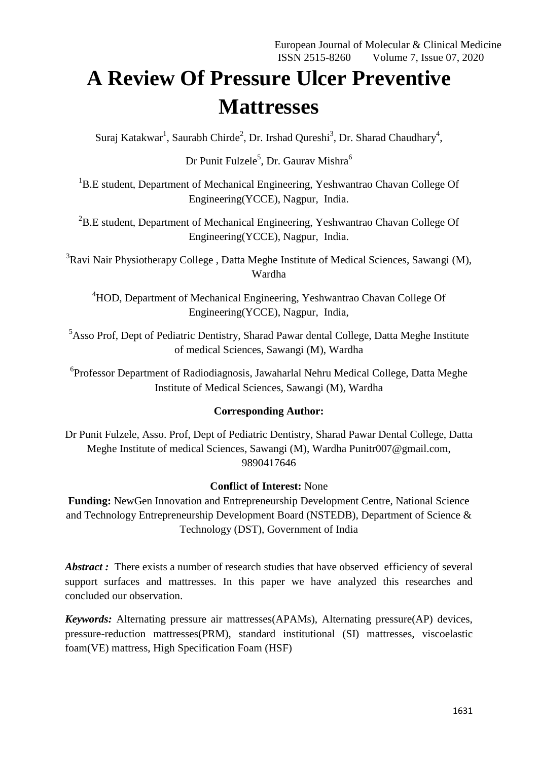# A Review Of Pressure Ulcer Preventive Mattresses

Suraj Katakwar[1], Saurabh Chirde[2], Dr. Irshad Qureshi[3], Dr. Sharad Chaudhary[4], Dr Punit Fulzele[5], Dr. Gaurav Mishra[6]

[1]B.E student, Department of Mechanical Engineering, Yeshwantrao Chavan College Of Engineering(YCCE), Nagpur, India.

[2]B.E student, Department of Mechanical Engineering, Yeshwantrao Chavan College Of Engineering(YCCE), Nagpur, India.

[3]Ravi Nair Physiotherapy College , Datta Meghe Institute of Medical Sciences, Sawangi (M), Wardha

[4]HOD, Department of Mechanical Engineering, Yeshwantrao Chavan College Of Engineering(YCCE), Nagpur, India,

[5]Asso Prof, Dept of Pediatric Dentistry, Sharad Pawar dental College, Datta Meghe Institute of medical Sciences, Sawangi (M), Wardha

[6]Professor Department of Radiodiagnosis, Jawaharlal Nehru Medical College, Datta Meghe Institute of Medical Sciences, Sawangi (M), Wardha

**Corresponding Author:**

Dr Punit Fulzele, Asso. Prof, Dept of Pediatric Dentistry, Sharad Pawar Dental College, Datta Meghe Institute of medical Sciences, Sawangi (M), Wardha Punitr007@gmail.com, 9890417646

**Conflict of Interest:** None

**Funding:** NewGen Innovation and Entrepreneurship Development Centre, National Science and Technology Entrepreneurship Development Board (NSTEDB), Department of Science & Technology (DST), Government of India

***Abstract :*** There exists a number of research studies that have observed efficiency of several support surfaces and mattresses. In this paper we have analyzed this researches and concluded our observation.

***Keywords:*** Alternating pressure air mattresses(APAMs), Alternating pressure(AP) devices, pressure-reduction mattresses(PRM), standard institutional (SI) mattresses, viscoelastic foam(VE) mattress, High Specification Foam (HSF)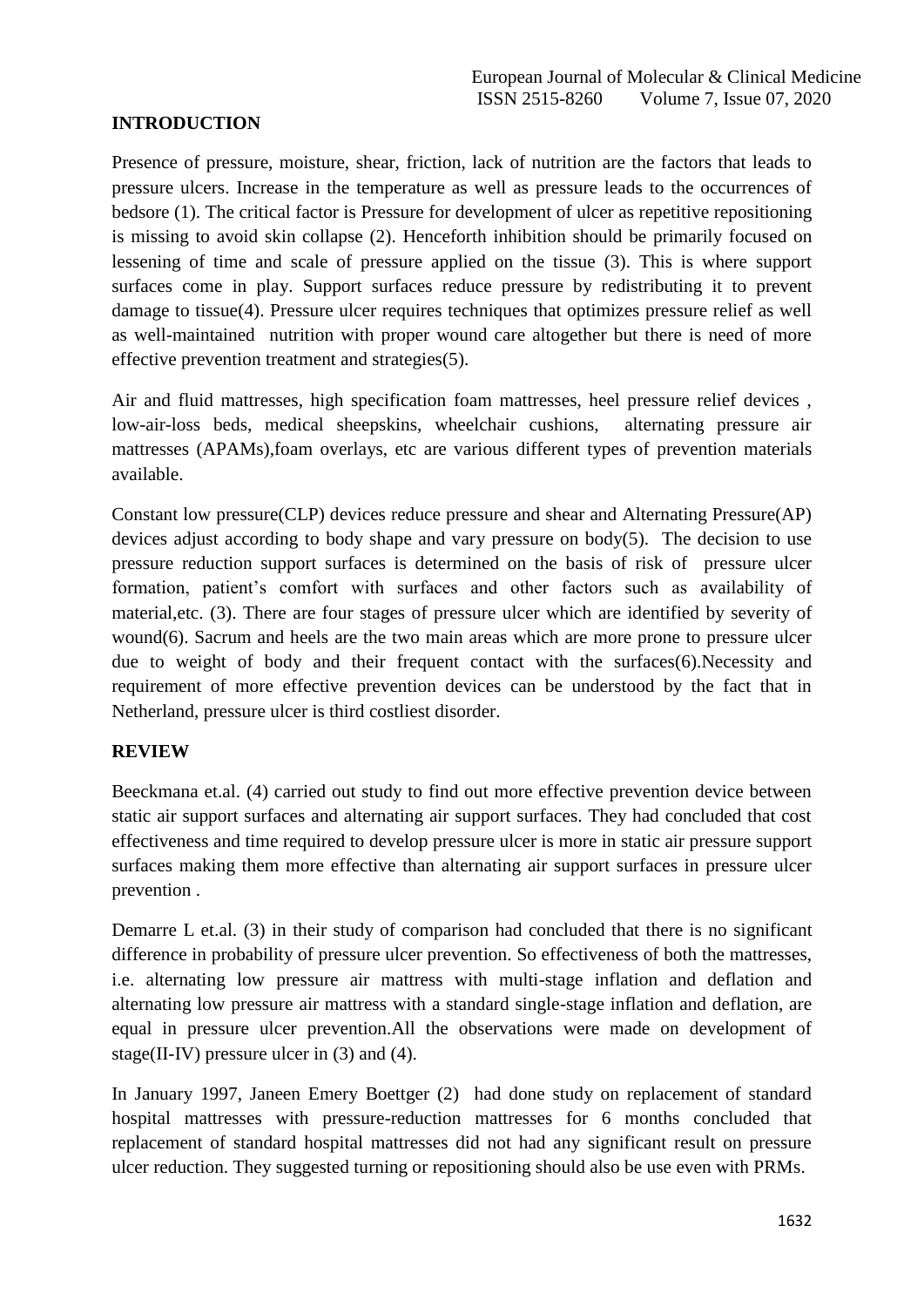## INTRODUCTION

Presence of pressure, moisture, shear, friction, lack of nutrition are the factors that leads to pressure ulcers. Increase in the temperature as well as pressure leads to the occurrences of bedsore (1). The critical factor is Pressure for development of ulcer as repetitive repositioning is missing to avoid skin collapse (2). Henceforth inhibition should be primarily focused on lessening of time and scale of pressure applied on the tissue (3). This is where support surfaces come in play. Support surfaces reduce pressure by redistributing it to prevent damage to tissue(4). Pressure ulcer requires techniques that optimizes pressure relief as well as well-maintained nutrition with proper wound care altogether but there is need of more effective prevention treatment and strategies(5).

Air and fluid mattresses, high specification foam mattresses, heel pressure relief devices , low-air-loss beds, medical sheepskins, wheelchair cushions, alternating pressure air mattresses (APAMs),foam overlays, etc are various different types of prevention materials available.

Constant low pressure(CLP) devices reduce pressure and shear and Alternating Pressure(AP) devices adjust according to body shape and vary pressure on body(5). The decision to use pressure reduction support surfaces is determined on the basis of risk of pressure ulcer formation, patient's comfort with surfaces and other factors such as availability of material,etc. (3). There are four stages of pressure ulcer which are identified by severity of wound(6). Sacrum and heels are the two main areas which are more prone to pressure ulcer due to weight of body and their frequent contact with the surfaces(6).Necessity and requirement of more effective prevention devices can be understood by the fact that in Netherland, pressure ulcer is third costliest disorder.

## REVIEW

Beeckmana et.al. (4) carried out study to find out more effective prevention device between static air support surfaces and alternating air support surfaces. They had concluded that cost effectiveness and time required to develop pressure ulcer is more in static air pressure support surfaces making them more effective than alternating air support surfaces in pressure ulcer prevention .

Demarre L et.al. (3) in their study of comparison had concluded that there is no significant difference in probability of pressure ulcer prevention. So effectiveness of both the mattresses, i.e. alternating low pressure air mattress with multi-stage inflation and deflation and alternating low pressure air mattress with a standard single-stage inflation and deflation, are equal in pressure ulcer prevention.All the observations were made on development of stage(II-IV) pressure ulcer in (3) and (4).

In January 1997, Janeen Emery Boettger (2) had done study on replacement of standard hospital mattresses with pressure-reduction mattresses for 6 months concluded that replacement of standard hospital mattresses did not had any significant result on pressure ulcer reduction. They suggested turning or repositioning should also be use even with PRMs.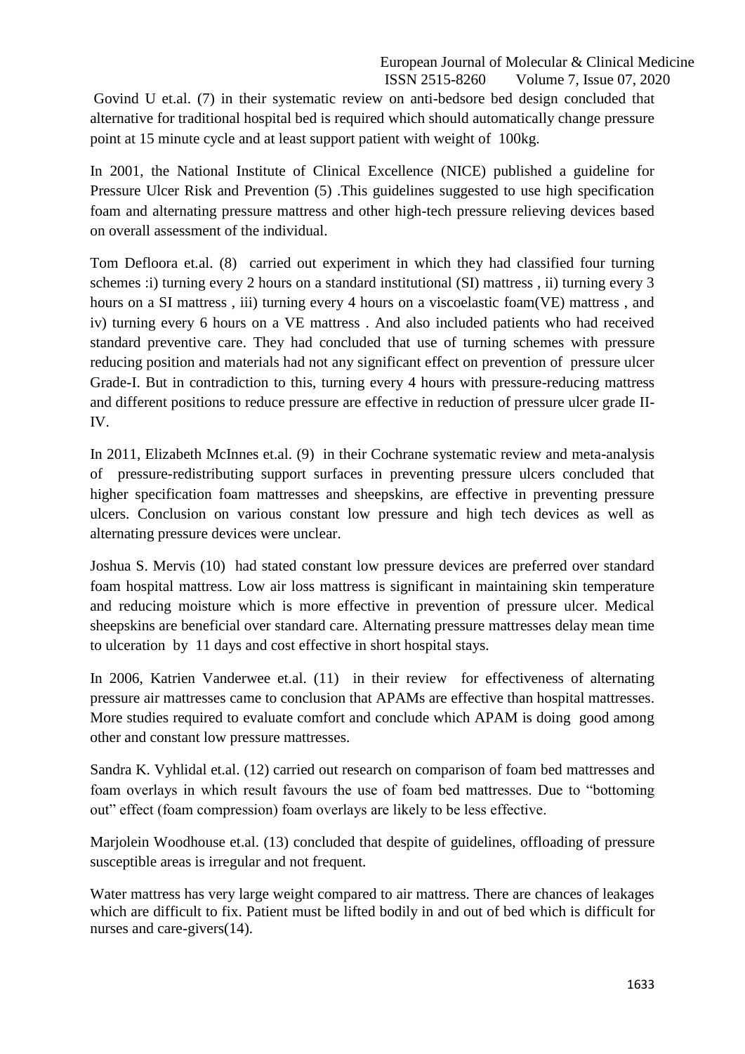Govind U et.al. (7) in their systematic review on anti-bedsore bed design concluded that alternative for traditional hospital bed is required which should automatically change pressure point at 15 minute cycle and at least support patient with weight of 100kg.

In 2001, the National Institute of Clinical Excellence (NICE) published a guideline for Pressure Ulcer Risk and Prevention (5) .This guidelines suggested to use high specification foam and alternating pressure mattress and other high-tech pressure relieving devices based on overall assessment of the individual.

Tom Defloora et.al. (8) carried out experiment in which they had classified four turning schemes :i) turning every 2 hours on a standard institutional (SI) mattress , ii) turning every 3 hours on a SI mattress , iii) turning every 4 hours on a viscoelastic foam(VE) mattress , and iv) turning every 6 hours on a VE mattress . And also included patients who had received standard preventive care. They had concluded that use of turning schemes with pressure reducing position and materials had not any significant effect on prevention of pressure ulcer Grade-I. But in contradiction to this, turning every 4 hours with pressure-reducing mattress and different positions to reduce pressure are effective in reduction of pressure ulcer grade II-IV.

In 2011, Elizabeth McInnes et.al. (9) in their Cochrane systematic review and meta-analysis of pressure-redistributing support surfaces in preventing pressure ulcers concluded that higher specification foam mattresses and sheepskins, are effective in preventing pressure ulcers. Conclusion on various constant low pressure and high tech devices as well as alternating pressure devices were unclear.

Joshua S. Mervis (10) had stated constant low pressure devices are preferred over standard foam hospital mattress. Low air loss mattress is significant in maintaining skin temperature and reducing moisture which is more effective in prevention of pressure ulcer. Medical sheepskins are beneficial over standard care. Alternating pressure mattresses delay mean time to ulceration by 11 days and cost effective in short hospital stays.

In 2006, Katrien Vanderwee et.al. (11) in their review for effectiveness of alternating pressure air mattresses came to conclusion that APAMs are effective than hospital mattresses. More studies required to evaluate comfort and conclude which APAM is doing good among other and constant low pressure mattresses.

Sandra K. Vyhlidal et.al. (12) carried out research on comparison of foam bed mattresses and foam overlays in which result favours the use of foam bed mattresses. Due to "bottoming out" effect (foam compression) foam overlays are likely to be less effective.

Marjolein Woodhouse et.al. (13) concluded that despite of guidelines, offloading of pressure susceptible areas is irregular and not frequent.

Water mattress has very large weight compared to air mattress. There are chances of leakages which are difficult to fix. Patient must be lifted bodily in and out of bed which is difficult for nurses and care-givers(14).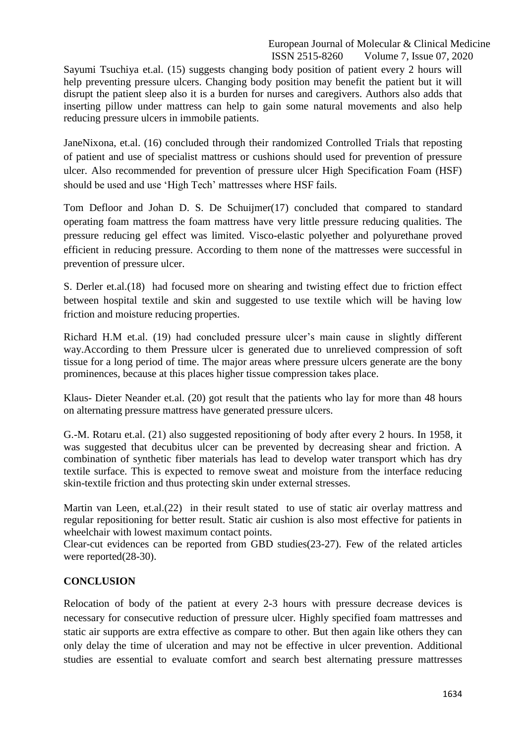Sayumi Tsuchiya et.al. (15) suggests changing body position of patient every 2 hours will help preventing pressure ulcers. Changing body position may benefit the patient but it will disrupt the patient sleep also it is a burden for nurses and caregivers. Authors also adds that inserting pillow under mattress can help to gain some natural movements and also help reducing pressure ulcers in immobile patients.

JaneNixona, et.al. (16) concluded through their randomized Controlled Trials that reposting of patient and use of specialist mattress or cushions should used for prevention of pressure ulcer. Also recommended for prevention of pressure ulcer High Specification Foam (HSF) should be used and use 'High Tech' mattresses where HSF fails.

Tom Defloor and Johan D. S. De Schuijmer(17) concluded that compared to standard operating foam mattress the foam mattress have very little pressure reducing qualities. The pressure reducing gel effect was limited. Visco-elastic polyether and polyurethane proved efficient in reducing pressure. According to them none of the mattresses were successful in prevention of pressure ulcer.

S. Derler et.al.(18) had focused more on shearing and twisting effect due to friction effect between hospital textile and skin and suggested to use textile which will be having low friction and moisture reducing properties.

Richard H.M et.al. (19) had concluded pressure ulcer's main cause in slightly different way.According to them Pressure ulcer is generated due to unrelieved compression of soft tissue for a long period of time. The major areas where pressure ulcers generate are the bony prominences, because at this places higher tissue compression takes place.

Klaus- Dieter Neander et.al. (20) got result that the patients who lay for more than 48 hours on alternating pressure mattress have generated pressure ulcers.

G.-M. Rotaru et.al. (21) also suggested repositioning of body after every 2 hours. In 1958, it was suggested that decubitus ulcer can be prevented by decreasing shear and friction. A combination of synthetic fiber materials has lead to develop water transport which has dry textile surface. This is expected to remove sweat and moisture from the interface reducing skin-textile friction and thus protecting skin under external stresses.

Martin van Leen, et.al.(22) in their result stated to use of static air overlay mattress and regular repositioning for better result. Static air cushion is also most effective for patients in wheelchair with lowest maximum contact points.
Clear-cut evidences can be reported from GBD studies(23-27). Few of the related articles were reported(28-30).

## CONCLUSION

Relocation of body of the patient at every 2-3 hours with pressure decrease devices is necessary for consecutive reduction of pressure ulcer. Highly specified foam mattresses and static air supports are extra effective as compare to other. But then again like others they can only delay the time of ulceration and may not be effective in ulcer prevention. Additional studies are essential to evaluate comfort and search best alternating pressure mattresses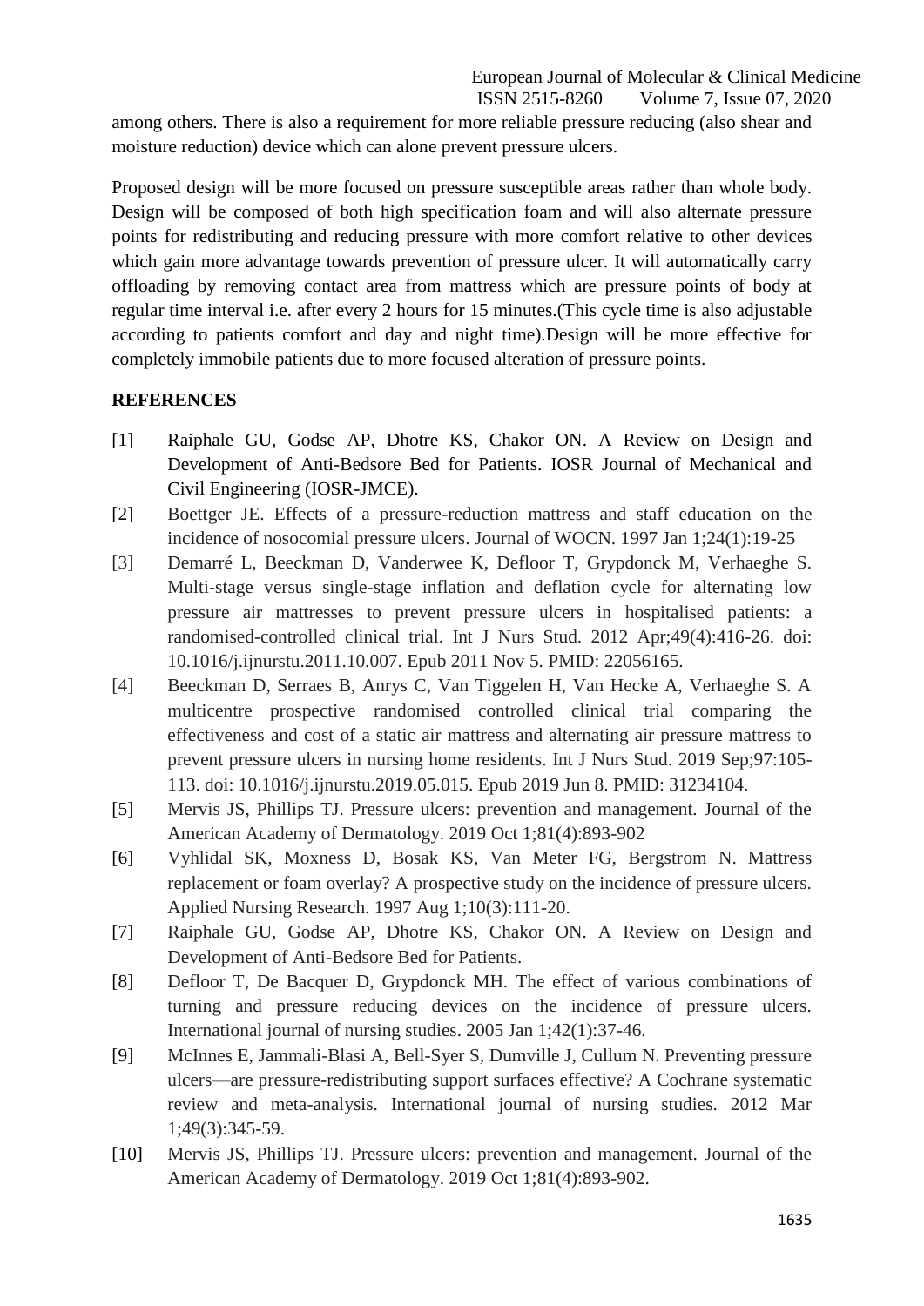among others. There is also a requirement for more reliable pressure reducing (also shear and moisture reduction) device which can alone prevent pressure ulcers.

Proposed design will be more focused on pressure susceptible areas rather than whole body. Design will be composed of both high specification foam and will also alternate pressure points for redistributing and reducing pressure with more comfort relative to other devices which gain more advantage towards prevention of pressure ulcer. It will automatically carry offloading by removing contact area from mattress which are pressure points of body at regular time interval i.e. after every 2 hours for 15 minutes.(This cycle time is also adjustable according to patients comfort and day and night time).Design will be more effective for completely immobile patients due to more focused alteration of pressure points.

## REFERENCES

[1] Raiphale GU, Godse AP, Dhotre KS, Chakor ON. A Review on Design and Development of Anti-Bedsore Bed for Patients. IOSR Journal of Mechanical and Civil Engineering (IOSR-JMCE).

[2] Boettger JE. Effects of a pressure-reduction mattress and staff education on the incidence of nosocomial pressure ulcers. Journal of WOCN. 1997 Jan 1;24(1):19-25

[3] Demarré L, Beeckman D, Vanderwee K, Defloor T, Grypdonck M, Verhaeghe S. Multi-stage versus single-stage inflation and deflation cycle for alternating low pressure air mattresses to prevent pressure ulcers in hospitalised patients: a randomised-controlled clinical trial. Int J Nurs Stud. 2012 Apr;49(4):416-26. doi: 10.1016/j.ijnurstu.2011.10.007. Epub 2011 Nov 5. PMID: 22056165.

[4] Beeckman D, Serraes B, Anrys C, Van Tiggelen H, Van Hecke A, Verhaeghe S. A multicentre prospective randomised controlled clinical trial comparing the effectiveness and cost of a static air mattress and alternating air pressure mattress to prevent pressure ulcers in nursing home residents. Int J Nurs Stud. 2019 Sep;97:105-113. doi: 10.1016/j.ijnurstu.2019.05.015. Epub 2019 Jun 8. PMID: 31234104.

[5] Mervis JS, Phillips TJ. Pressure ulcers: prevention and management. Journal of the American Academy of Dermatology. 2019 Oct 1;81(4):893-902

[6] Vyhlidal SK, Moxness D, Bosak KS, Van Meter FG, Bergstrom N. Mattress replacement or foam overlay? A prospective study on the incidence of pressure ulcers. Applied Nursing Research. 1997 Aug 1;10(3):111-20.

[7] Raiphale GU, Godse AP, Dhotre KS, Chakor ON. A Review on Design and Development of Anti-Bedsore Bed for Patients.

[8] Defloor T, De Bacquer D, Grypdonck MH. The effect of various combinations of turning and pressure reducing devices on the incidence of pressure ulcers. International journal of nursing studies. 2005 Jan 1;42(1):37-46.

[9] McInnes E, Jammali-Blasi A, Bell-Syer S, Dumville J, Cullum N. Preventing pressure ulcers—are pressure-redistributing support surfaces effective? A Cochrane systematic review and meta-analysis. International journal of nursing studies. 2012 Mar 1;49(3):345-59.

[10] Mervis JS, Phillips TJ. Pressure ulcers: prevention and management. Journal of the American Academy of Dermatology. 2019 Oct 1;81(4):893-902.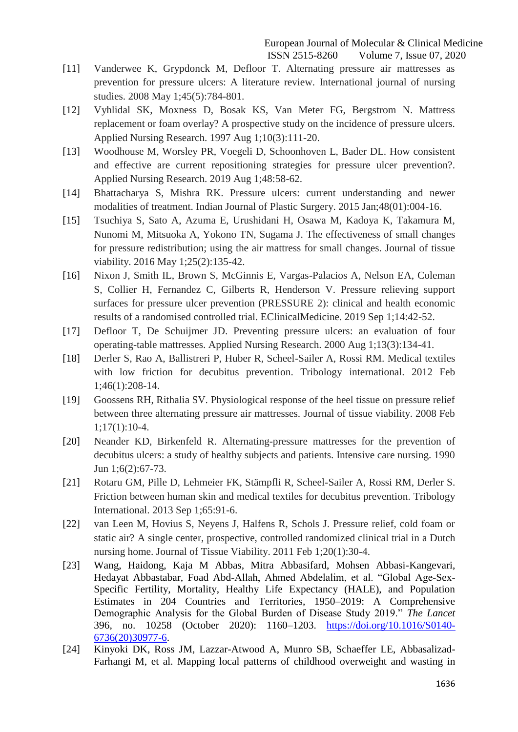[11] Vanderwee K, Grypdonck M, Defloor T. Alternating pressure air mattresses as prevention for pressure ulcers: A literature review. International journal of nursing studies. 2008 May 1;45(5):784-801.

[12] Vyhlidal SK, Moxness D, Bosak KS, Van Meter FG, Bergstrom N. Mattress replacement or foam overlay? A prospective study on the incidence of pressure ulcers. Applied Nursing Research. 1997 Aug 1;10(3):111-20.

[13] Woodhouse M, Worsley PR, Voegeli D, Schoonhoven L, Bader DL. How consistent and effective are current repositioning strategies for pressure ulcer prevention?. Applied Nursing Research. 2019 Aug 1;48:58-62.

[14] Bhattacharya S, Mishra RK. Pressure ulcers: current understanding and newer modalities of treatment. Indian Journal of Plastic Surgery. 2015 Jan;48(01):004-16.

[15] Tsuchiya S, Sato A, Azuma E, Urushidani H, Osawa M, Kadoya K, Takamura M, Nunomi M, Mitsuoka A, Yokono TN, Sugama J. The effectiveness of small changes for pressure redistribution; using the air mattress for small changes. Journal of tissue viability. 2016 May 1;25(2):135-42.

[16] Nixon J, Smith IL, Brown S, McGinnis E, Vargas-Palacios A, Nelson EA, Coleman S, Collier H, Fernandez C, Gilberts R, Henderson V. Pressure relieving support surfaces for pressure ulcer prevention (PRESSURE 2): clinical and health economic results of a randomised controlled trial. EClinicalMedicine. 2019 Sep 1;14:42-52.

[17] Defloor T, De Schuijmer JD. Preventing pressure ulcers: an evaluation of four operating-table mattresses. Applied Nursing Research. 2000 Aug 1;13(3):134-41.

[18] Derler S, Rao A, Ballistreri P, Huber R, Scheel-Sailer A, Rossi RM. Medical textiles with low friction for decubitus prevention. Tribology international. 2012 Feb 1;46(1):208-14.

[19] Goossens RH, Rithalia SV. Physiological response of the heel tissue on pressure relief between three alternating pressure air mattresses. Journal of tissue viability. 2008 Feb 1;17(1):10-4.

[20] Neander KD, Birkenfeld R. Alternating-pressure mattresses for the prevention of decubitus ulcers: a study of healthy subjects and patients. Intensive care nursing. 1990 Jun 1;6(2):67-73.

[21] Rotaru GM, Pille D, Lehmeier FK, Stämpfli R, Scheel-Sailer A, Rossi RM, Derler S. Friction between human skin and medical textiles for decubitus prevention. Tribology International. 2013 Sep 1;65:91-6.

[22] van Leen M, Hovius S, Neyens J, Halfens R, Schols J. Pressure relief, cold foam or static air? A single center, prospective, controlled randomized clinical trial in a Dutch nursing home. Journal of Tissue Viability. 2011 Feb 1;20(1):30-4.

[23] Wang, Haidong, Kaja M Abbas, Mitra Abbasifard, Mohsen Abbasi-Kangevari, Hedayat Abbastabar, Foad Abd-Allah, Ahmed Abdelalim, et al. "Global Age-Sex-Specific Fertility, Mortality, Healthy Life Expectancy (HALE), and Population Estimates in 204 Countries and Territories, 1950–2019: A Comprehensive Demographic Analysis for the Global Burden of Disease Study 2019." *The Lancet* 396, no. 10258 (October 2020): 1160–1203. https://doi.org/10.1016/S0140-6736(20)30977-6.

[24] Kinyoki DK, Ross JM, Lazzar-Atwood A, Munro SB, Schaeffer LE, Abbasalizad-Farhangi M, et al. Mapping local patterns of childhood overweight and wasting in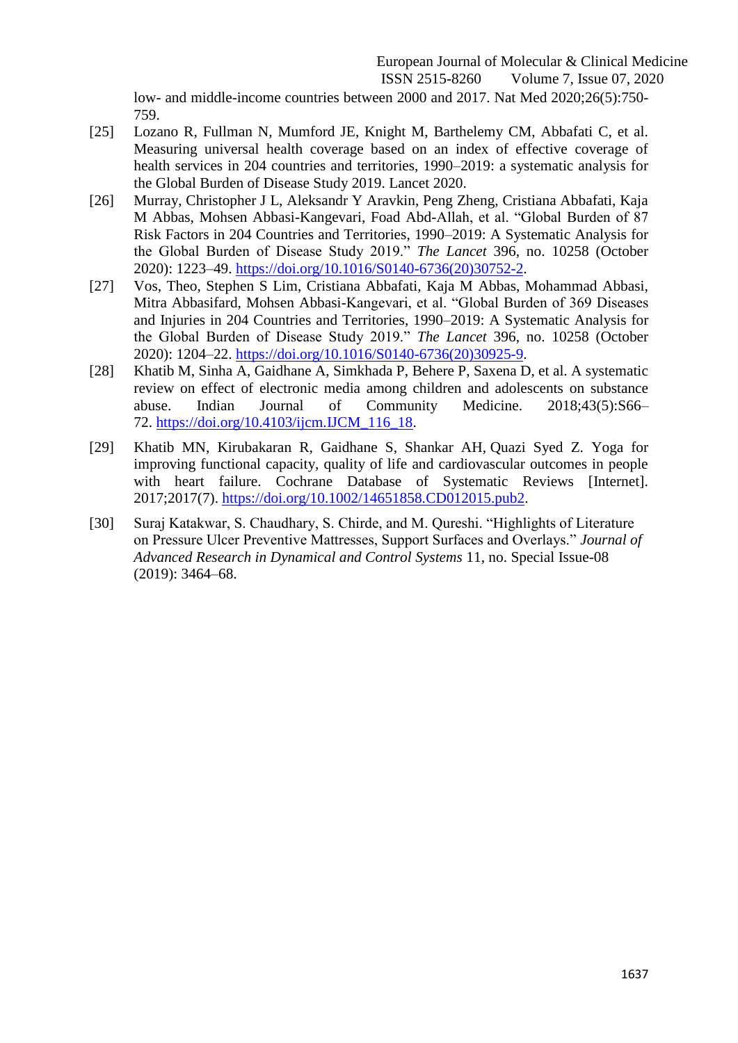low- and middle-income countries between 2000 and 2017. Nat Med 2020;26(5):750-759.

[25] Lozano R, Fullman N, Mumford JE, Knight M, Barthelemy CM, Abbafati C, et al. Measuring universal health coverage based on an index of effective coverage of health services in 204 countries and territories, 1990–2019: a systematic analysis for the Global Burden of Disease Study 2019. Lancet 2020.

[26] Murray, Christopher J L, Aleksandr Y Aravkin, Peng Zheng, Cristiana Abbafati, Kaja M Abbas, Mohsen Abbasi-Kangevari, Foad Abd-Allah, et al. "Global Burden of 87 Risk Factors in 204 Countries and Territories, 1990–2019: A Systematic Analysis for the Global Burden of Disease Study 2019." *The Lancet* 396, no. 10258 (October 2020): 1223–49. https://doi.org/10.1016/S0140-6736(20)30752-2.

[27] Vos, Theo, Stephen S Lim, Cristiana Abbafati, Kaja M Abbas, Mohammad Abbasi, Mitra Abbasifard, Mohsen Abbasi-Kangevari, et al. "Global Burden of 369 Diseases and Injuries in 204 Countries and Territories, 1990–2019: A Systematic Analysis for the Global Burden of Disease Study 2019." *The Lancet* 396, no. 10258 (October 2020): 1204–22. https://doi.org/10.1016/S0140-6736(20)30925-9.

[28] Khatib M, Sinha A, Gaidhane A, Simkhada P, Behere P, Saxena D, et al. A systematic review on effect of electronic media among children and adolescents on substance abuse. Indian Journal of Community Medicine. 2018;43(5):S66–72. https://doi.org/10.4103/ijcm.IJCM_116_18.

[29] Khatib MN, Kirubakaran R, Gaidhane S, Shankar AH, Quazi Syed Z. Yoga for improving functional capacity, quality of life and cardiovascular outcomes in people with heart failure. Cochrane Database of Systematic Reviews [Internet]. 2017;2017(7). https://doi.org/10.1002/14651858.CD012015.pub2.

[30] Suraj Katakwar, S. Chaudhary, S. Chirde, and M. Qureshi. "Highlights of Literature on Pressure Ulcer Preventive Mattresses, Support Surfaces and Overlays." *Journal of Advanced Research in Dynamical and Control Systems* 11, no. Special Issue-08 (2019): 3464–68.